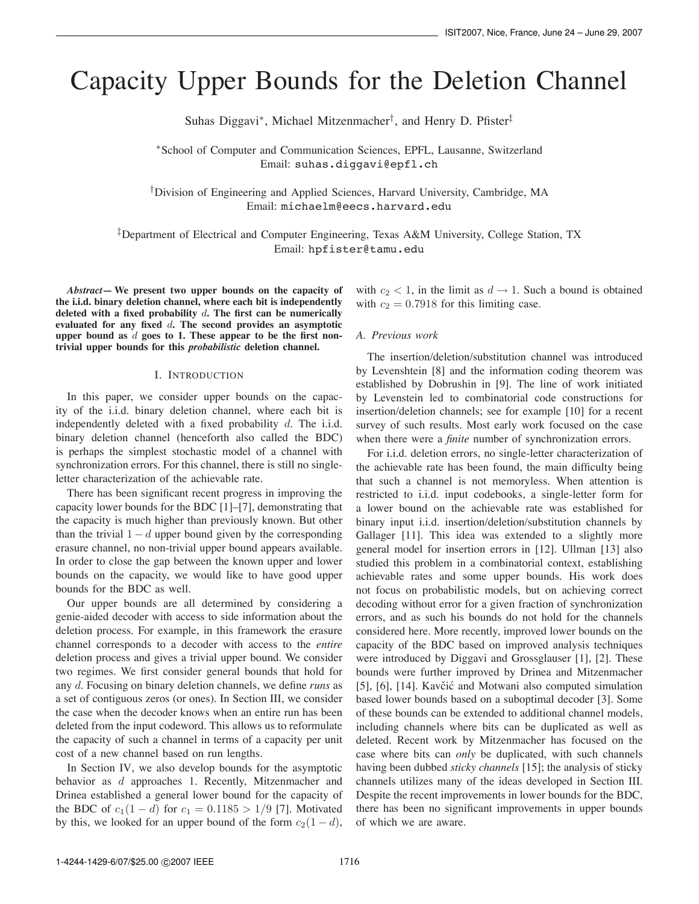# Capacity Upper Bounds for the Deletion Channel

Suhas Diggavi*, Michael Mitzenmacher†, and Henry D. Pfister‡

*School of Computer and Communication Sciences, EPFL, Lausanne, Switzerland
Email: suhas.diggavi@epfl.ch

†Division of Engineering and Applied Sciences, Harvard University, Cambridge, MA
Email: michaelm@eecs.harvard.edu

‡Department of Electrical and Computer Engineering, Texas A&M University, College Station, TX
Email: hpfister@tamu.edu

***Abstract*— We present two upper bounds on the capacity of the i.i.d. binary deletion channel, where each bit is independently deleted with a fixed probability $d$. The first can be numerically evaluated for any fixed $d$. The second provides an asymptotic upper bound as $d$ goes to 1. These appear to be the first non-trivial upper bounds for this *probabilistic* deletion channel.**

## I. Introduction

In this paper, we consider upper bounds on the capacity of the i.i.d. binary deletion channel, where each bit is independently deleted with a fixed probability $d$. The i.i.d. binary deletion channel (henceforth also called the BDC) is perhaps the simplest stochastic model of a channel with synchronization errors. For this channel, there is still no single-letter characterization of the achievable rate.

There has been significant recent progress in improving the capacity lower bounds for the BDC [1]–[7], demonstrating that the capacity is much higher than previously known. But other than the trivial $1 - d$ upper bound given by the corresponding erasure channel, no non-trivial upper bound appears available. In order to close the gap between the known upper and lower bounds on the capacity, we would like to have good upper bounds for the BDC as well.

Our upper bounds are all determined by considering a genie-aided decoder with access to side information about the deletion process. For example, in this framework the erasure channel corresponds to a decoder with access to the *entire* deletion process and gives a trivial upper bound. We consider two regimes. We first consider general bounds that hold for any $d$. Focusing on binary deletion channels, we define *runs* as a set of contiguous zeros (or ones). In Section III, we consider the case when the decoder knows when an entire run has been deleted from the input codeword. This allows us to reformulate the capacity of such a channel in terms of a capacity per unit cost of a new channel based on run lengths.

In Section IV, we also develop bounds for the asymptotic behavior as $d$ approaches 1. Recently, Mitzenmacher and Drinea established a general lower bound for the capacity of the BDC of $c_1(1 - d)$ for $c_1 = 0.1185 > 1/9$ [7]. Motivated by this, we looked for an upper bound of the form $c_2(1 - d)$, with $c_2 < 1$, in the limit as $d \to 1$. Such a bound is obtained with $c_2 = 0.7918$ for this limiting case.

### A. Previous work

The insertion/deletion/substitution channel was introduced by Levenshtein [8] and the information coding theorem was established by Dobrushin in [9]. The line of work initiated by Levenstein led to combinatorial code constructions for insertion/deletion channels; see for example [10] for a recent survey of such results. Most early work focused on the case when there were a *finite* number of synchronization errors.

For i.i.d. deletion errors, no single-letter characterization of the achievable rate has been found, the main difficulty being that such a channel is not memoryless. When attention is restricted to i.i.d. input codebooks, a single-letter form for a lower bound on the achievable rate was established for binary input i.i.d. insertion/deletion/substitution channels by Gallager [11]. This idea was extended to a slightly more general model for insertion errors in [12]. Ullman [13] also studied this problem in a combinatorial context, establishing achievable rates and some upper bounds. His work does not focus on probabilistic models, but on achieving correct decoding without error for a given fraction of synchronization errors, and as such his bounds do not hold for the channels considered here. More recently, improved lower bounds on the capacity of the BDC based on improved analysis techniques were introduced by Diggavi and Grossglauser [1], [2]. These bounds were further improved by Drinea and Mitzenmacher [5], [6], [14]. Kavčić and Motwani also computed simulation based lower bounds based on a suboptimal decoder [3]. Some of these bounds can be extended to additional channel models, including channels where bits can be duplicated as well as deleted. Recent work by Mitzenmacher has focused on the case where bits can *only* be duplicated, with such channels having been dubbed *sticky channels* [15]; the analysis of sticky channels utilizes many of the ideas developed in Section III. Despite the recent improvements in lower bounds for the BDC, there has been no significant improvements in upper bounds of which we are aware.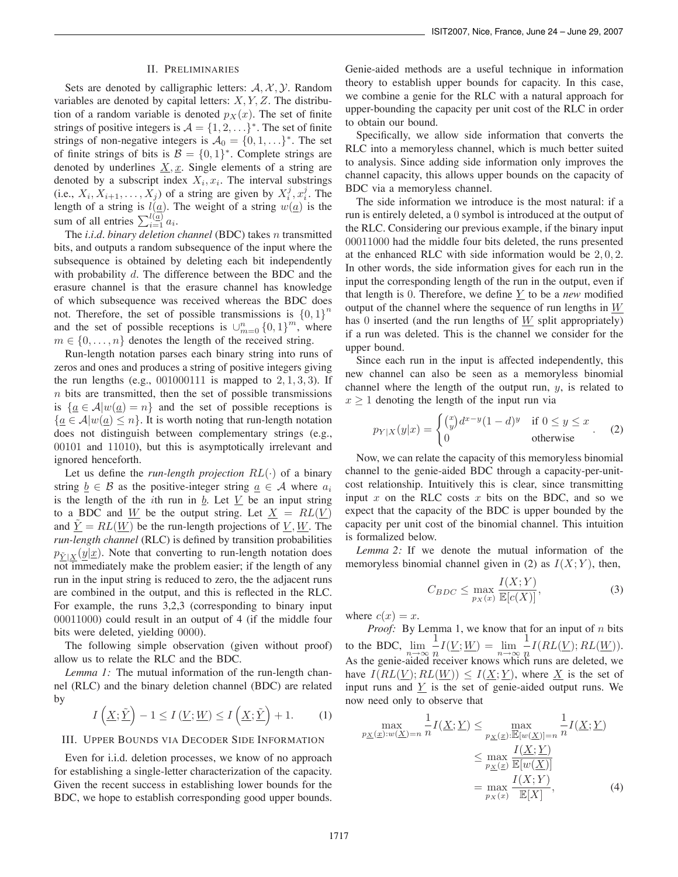## II. Preliminaries

Sets are denoted by calligraphic letters: $\mathcal{A}, \mathcal{X}, \mathcal{Y}$. Random variables are denoted by capital letters: $X, Y, Z$. The distribution of a random variable is denoted $p_X(x)$. The set of finite strings of positive integers is $\mathcal{A} = \{1, 2, \ldots\}^*$. The set of finite strings of non-negative integers is $\mathcal{A}_0 = \{0, 1, \ldots\}^*$. The set of finite strings of bits is $\mathcal{B} = \{0, 1\}^*$. Complete strings are denoted by underlines $\underline{X}, \underline{x}$. Single elements of a string are denoted by a subscript index $X_i, x_i$. The interval substrings (i.e., $X_i, X_{i+1}, \ldots, X_j$) of a string are given by $X_i^j, x_i^j$. The length of a string is $l(\underline{a})$. The weight of a string $w(\underline{a})$ is the sum of all entries $\sum_{i=1}^{l(\underline{a})} a_i$.

The *i.i.d. binary deletion channel* (BDC) takes $n$ transmitted bits, and outputs a random subsequence of the input where the subsequence is obtained by deleting each bit independently with probability $d$. The difference between the BDC and the erasure channel is that the erasure channel has knowledge of which subsequence was received whereas the BDC does not. Therefore, the set of possible transmissions is $\{0, 1\}^n$ and the set of possible receptions is $\cup_{m=0}^{n} \{0, 1\}^m$, where $m \in \{0, \ldots, n\}$ denotes the length of the received string.

Run-length notation parses each binary string into runs of zeros and ones and produces a string of positive integers giving the run lengths (e.g., 001000111 is mapped to $2, 1, 3, 3$). If $n$ bits are transmitted, then the set of possible transmissions is $\{\underline{a} \in \mathcal{A} | w(\underline{a}) = n\}$ and the set of possible receptions is $\{\underline{a} \in \mathcal{A} | w(\underline{a}) \le n\}$. It is worth noting that run-length notation does not distinguish between complementary strings (e.g., 00101 and 11010), but this is asymptotically irrelevant and ignored henceforth.

Let us define the *run-length projection* $RL(\cdot)$ of a binary string $\underline{b} \in \mathcal{B}$ as the positive-integer string $\underline{a} \in \mathcal{A}$ where $a_i$ is the length of the $i$th run in $\underline{b}$. Let $\underline{V}$ be an input string to a BDC and $\underline{W}$ be the output string. Let $\underline{X} = RL(\underline{V})$ and $\underline{\tilde{Y}} = RL(\underline{W})$ be the run-length projections of $\underline{V}, \underline{W}$. The *run-length channel* (RLC) is defined by transition probabilities $p_{\underline{\tilde{Y}}|\underline{X}}(\underline{y}|\underline{x})$. Note that converting to run-length notation does not immediately make the problem easier; if the length of any run in the input string is reduced to zero, the the adjacent runs are combined in the output, and this is reflected in the RLC. For example, the runs 3,2,3 (corresponding to binary input 00011000) could result in an output of 4 (if the middle four bits were deleted, yielding 0000).

The following simple observation (given without proof) allow us to relate the RLC and the BDC.

*Lemma 1:* The mutual information of the run-length channel (RLC) and the binary deletion channel (BDC) are related by

$$I\left(\underline{X}; \underline{\tilde{Y}}\right) - 1 \le I\left(\underline{V}; \underline{W}\right) \le I\left(\underline{X}; \underline{\tilde{Y}}\right) + 1. \tag{1}$$

## III. Upper Bounds via Decoder Side Information

Even for i.i.d. deletion processes, we know of no approach for establishing a single-letter characterization of the capacity. Given the recent success in establishing lower bounds for the BDC, we hope to establish corresponding good upper bounds. Genie-aided methods are a useful technique in information theory to establish upper bounds for capacity. In this case, we combine a genie for the RLC with a natural approach for upper-bounding the capacity per unit cost of the RLC in order to obtain our bound.

Specifically, we allow side information that converts the RLC into a memoryless channel, which is much better suited to analysis. Since adding side information only improves the channel capacity, this allows upper bounds on the capacity of BDC via a memoryless channel.

The side information we introduce is the most natural: if a run is entirely deleted, a 0 symbol is introduced at the output of the RLC. Considering our previous example, if the binary input 00011000 had the middle four bits deleted, the runs presented at the enhanced RLC with side information would be $2, 0, 2$. In other words, the side information gives for each run in the input the corresponding length of the run in the output, even if that length is 0. Therefore, we define $\underline{Y}$ to be a *new* modified output of the channel where the sequence of run lengths in $\underline{W}$ has 0 inserted (and the run lengths of $\underline{W}$ split appropriately) if a run was deleted. This is the channel we consider for the upper bound.

Since each run in the input is affected independently, this new channel can also be seen as a memoryless binomial channel where the length of the output run, $y$, is related to $x \ge 1$ denoting the length of the input run via

$$p_{Y|X}(y|x) = \begin{cases} \binom{x}{y} d^{x-y}(1-d)^y & \text{if } 0 \le y \le x \\ 0 & \text{otherwise} \end{cases}. \tag{2}$$

Now, we can relate the capacity of this memoryless binomial channel to the genie-aided BDC through a capacity-per-unit-cost relationship. Intuitively this is clear, since transmitting input $x$ on the RLC costs $x$ bits on the BDC, and so we expect that the capacity of the BDC is upper bounded by the capacity per unit cost of the binomial channel. This intuition is formalized below.

*Lemma 2:* If we denote the mutual information of the memoryless binomial channel given in (2) as $I(X; Y)$, then,

$$C_{BDC} \le \max_{p_X(x)} \frac{I(X; Y)}{\mathbb{E}[c(X)]}, \tag{3}$$

where $c(x) = x$.

*Proof:* By Lemma 1, we know that for an input of $n$ bits to the BDC, $\lim_{n\to\infty} \frac{1}{n} I(\underline{V}; \underline{W}) = \lim_{n\to\infty} \frac{1}{n} I(RL(\underline{V}); RL(\underline{W}))$. As the genie-aided receiver knows which runs are deleted, we have $I(RL(\underline{V}); RL(\underline{W})) \le I(\underline{X}; \underline{Y})$, where $\underline{X}$ is the set of input runs and $\underline{Y}$ is the set of genie-aided output runs. We now need only to observe that

$$\begin{aligned}
\max_{p_{\underline{X}}(\underline{x}): w(\underline{X}) = n} \frac{1}{n} I(\underline{X}; \underline{Y}) &\le \max_{p_{\underline{X}}(\underline{x}): \mathbb{E}[w(\underline{X})] = n} \frac{1}{n} I(\underline{X}; \underline{Y}) \\
&\le \max_{p_{\underline{X}}(\underline{x})} \frac{I(\underline{X}; \underline{Y})}{\mathbb{E}[w(\underline{X})]} \\
&= \max_{p_X(x)} \frac{I(X; Y)}{\mathbb{E}[X]},
\end{aligned} \tag{4}$$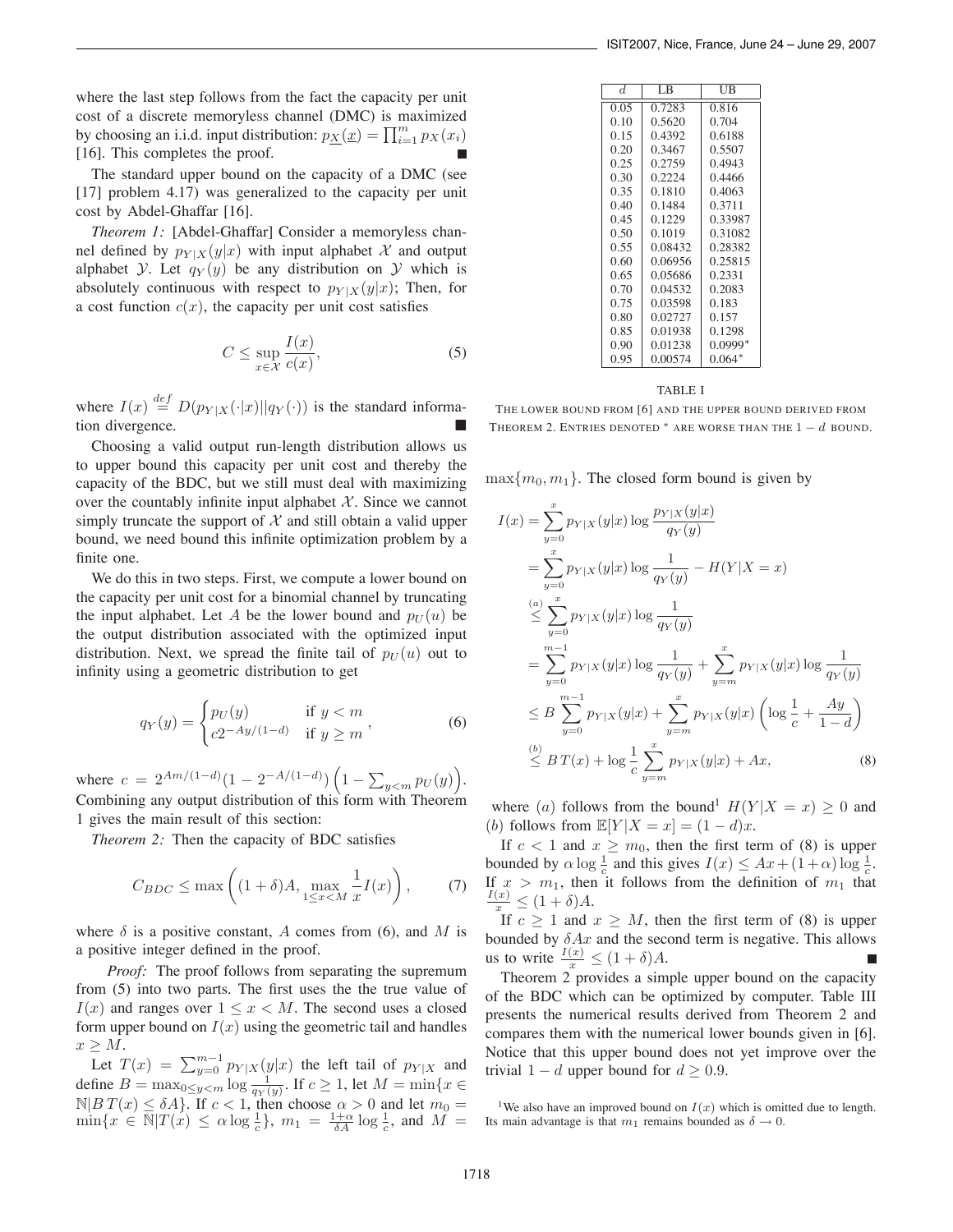where the last step follows from the fact the capacity per unit cost of a discrete memoryless channel (DMC) is maximized by choosing an i.i.d. input distribution: $p_{\underline{X}}(\underline{x}) = \prod_{i=1}^{m} p_X(x_i)$ [16]. This completes the proof. ∎

The standard upper bound on the capacity of a DMC (see [17] problem 4.17) was generalized to the capacity per unit cost by Abdel-Ghaffar [16].

*Theorem 1:* [Abdel-Ghaffar] Consider a memoryless channel defined by $p_{Y|X}(y|x)$ with input alphabet $\mathcal{X}$ and output alphabet $\mathcal{Y}$. Let $q_Y(y)$ be any distribution on $\mathcal{Y}$ which is absolutely continuous with respect to $p_{Y|X}(y|x)$; Then, for a cost function $c(x)$, the capacity per unit cost satisfies

$$C \leq \sup_{x \in \mathcal{X}} \frac{I(x)}{c(x)}, \tag{5}$$

where $I(x) \stackrel{def}{=} D(p_{Y|X}(\cdot|x) || q_Y(\cdot))$ is the standard information divergence. ∎

Choosing a valid output run-length distribution allows us to upper bound this capacity per unit cost and thereby the capacity of the BDC, but we still must deal with maximizing over the countably infinite input alphabet $\mathcal{X}$. Since we cannot simply truncate the support of $\mathcal{X}$ and still obtain a valid upper bound, we need bound this infinite optimization problem by a finite one.

We do this in two steps. First, we compute a lower bound on the capacity per unit cost for a binomial channel by truncating the input alphabet. Let $A$ be the lower bound and $p_U(u)$ be the output distribution associated with the optimized input distribution. Next, we spread the finite tail of $p_U(u)$ out to infinity using a geometric distribution to get

$$q_Y(y) = \begin{cases} p_U(y) & \text{if } y < m \\ c 2^{-Ay/(1-d)} & \text{if } y \geq m \end{cases}, \tag{6}$$

where $c = 2^{Am/(1-d)} (1 - 2^{-A/(1-d)}) \left(1 - \sum_{y<m} p_U(y)\right)$. Combining any output distribution of this form with Theorem 1 gives the main result of this section:

*Theorem 2:* Then the capacity of BDC satisfies

$$C_{BDC} \leq \max\left( (1+\delta)A, \max_{1 \leq x < M} \frac{1}{x} I(x) \right), \tag{7}$$

where $\delta$ is a positive constant, $A$ comes from (6), and $M$ is a positive integer defined in the proof.

*Proof:* The proof follows from separating the supremum from (5) into two parts. The first uses the the true value of $I(x)$ and ranges over $1 \leq x < M$. The second uses a closed form upper bound on $I(x)$ using the geometric tail and handles $x \geq M$.

Let $T(x) = \sum_{y=0}^{m-1} p_{Y|X}(y|x)$ the left tail of $p_{Y|X}$ and define $B = \max_{0 \leq y < m} \log \frac{1}{q_Y(y)}$. If $c \geq 1$, let $M = \min\{x \in \mathbb{N} | B\, T(x) \leq \delta A\}$. If $c < 1$, then choose $\alpha > 0$ and let $m_0 = \min\{x \in \mathbb{N} | T(x) \leq \alpha \log \frac{1}{c}\}$, $m_1 = \frac{1+\alpha}{\delta A} \log \frac{1}{c}$, and $M = \max\{m_0, m_1\}$. The closed form bound is given by

| $d$ | LB | UB |
|---|---|---|
| 0.05 | 0.7283 | 0.816 |
| 0.10 | 0.5620 | 0.704 |
| 0.15 | 0.4392 | 0.6188 |
| 0.20 | 0.3467 | 0.5507 |
| 0.25 | 0.2759 | 0.4943 |
| 0.30 | 0.2224 | 0.4466 |
| 0.35 | 0.1810 | 0.4063 |
| 0.40 | 0.1484 | 0.3711 |
| 0.45 | 0.1229 | 0.33987 |
| 0.50 | 0.1019 | 0.31082 |
| 0.55 | 0.08432 | 0.28382 |
| 0.60 | 0.06956 | 0.25815 |
| 0.65 | 0.05686 | 0.2331 |
| 0.70 | 0.04532 | 0.2083 |
| 0.75 | 0.03598 | 0.183 |
| 0.80 | 0.02727 | 0.157 |
| 0.85 | 0.01938 | 0.1298 |
| 0.90 | 0.01238 | 0.0999* |
| 0.95 | 0.00574 | 0.064* |

TABLE I

THE LOWER BOUND FROM [6] AND THE UPPER BOUND DERIVED FROM THEOREM 2. ENTRIES DENOTED * ARE WORSE THAN THE $1-d$ BOUND.

$$\begin{aligned}
I(x) &= \sum_{y=0}^{x} p_{Y|X}(y|x) \log \frac{p_{Y|X}(y|x)}{q_Y(y)} \\
&= \sum_{y=0}^{x} p_{Y|X}(y|x) \log \frac{1}{q_Y(y)} - H(Y|X=x) \\
&\stackrel{(a)}{\leq} \sum_{y=0}^{x} p_{Y|X}(y|x) \log \frac{1}{q_Y(y)} \\
&= \sum_{y=0}^{m-1} p_{Y|X}(y|x) \log \frac{1}{q_Y(y)} + \sum_{y=m}^{x} p_{Y|X}(y|x) \log \frac{1}{q_Y(y)} \\
&\leq B \sum_{y=0}^{m-1} p_{Y|X}(y|x) + \sum_{y=m}^{x} p_{Y|X}(y|x) \left( \log \frac{1}{c} + \frac{Ay}{1-d} \right) \\
&\stackrel{(b)}{\leq} B\, T(x) + \log \frac{1}{c} \sum_{y=m}^{x} p_{Y|X}(y|x) + Ax,
\end{aligned} \tag{8}$$

where $(a)$ follows from the bound[1] $H(Y|X=x) \geq 0$ and $(b)$ follows from $\mathbb{E}[Y|X=x] = (1-d)x$.

If $c < 1$ and $x \geq m_0$, then the first term of (8) is upper bounded by $\alpha \log \frac{1}{c}$ and this gives $I(x) \leq Ax + (1+\alpha) \log \frac{1}{c}$. If $x > m_1$, then it follows from the definition of $m_1$ that $\frac{I(x)}{x} \leq (1+\delta)A$.

If $c \geq 1$ and $x \geq M$, then the first term of (8) is upper bounded by $\delta A x$ and the second term is negative. This allows us to write $\frac{I(x)}{x} \leq (1+\delta)A$. ∎

Theorem 2 provides a simple upper bound on the capacity of the BDC which can be optimized by computer. Table III presents the numerical results derived from Theorem 2 and compares them with the numerical lower bounds given in [6]. Notice that this upper bound does not yet improve over the trivial $1-d$ upper bound for $d \geq 0.9$.

[1] We also have an improved bound on $I(x)$ which is omitted due to length. Its main advantage is that $m_1$ remains bounded as $\delta \to 0$.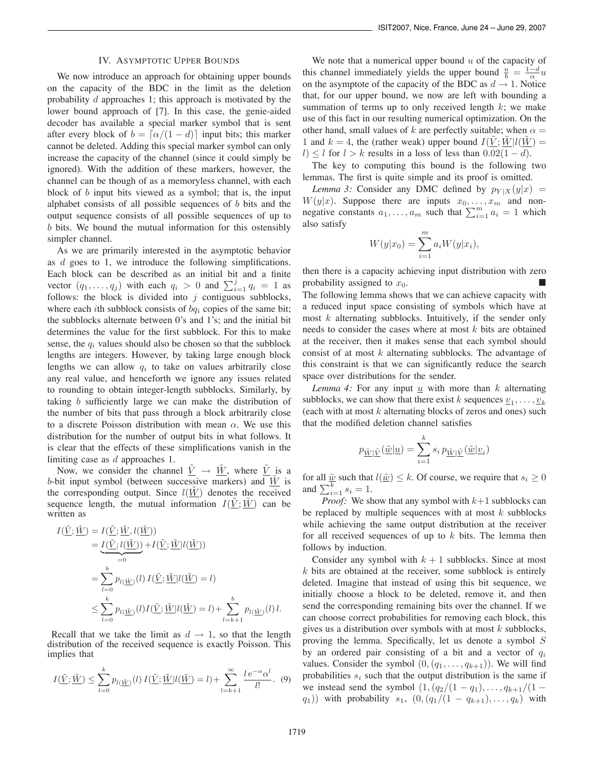## IV. Asymptotic Upper Bounds

We now introduce an approach for obtaining upper bounds on the capacity of the BDC in the limit as the deletion probability $d$ approaches 1; this approach is motivated by the lower bound approach of [7]. In this case, the genie-aided decoder has available a special marker symbol that is sent after every block of $b = \lceil \alpha/(1-d) \rceil$ input bits; this marker cannot be deleted. Adding this special marker symbol can only increase the capacity of the channel (since it could simply be ignored). With the addition of these markers, however, the channel can be though of as a memoryless channel, with each block of $b$ input bits viewed as a symbol; that is, the input alphabet consists of all possible sequences of $b$ bits and the output sequence consists of all possible sequences of up to $b$ bits. We bound the mutual information for this ostensibly simpler channel.

As we are primarily interested in the asymptotic behavior as $d$ goes to 1, we introduce the following simplifications. Each block can be described as an initial bit and a finite vector $(q_1, \ldots, q_j)$ with each $q_i > 0$ and $\sum_{i=1}^{j} q_i = 1$ as follows: the block is divided into $j$ contiguous subblocks, where each $i$th subblock consists of $bq_i$ copies of the same bit; the subblocks alternate between 0's and 1's; and the initial bit determines the value for the first subblock. For this to make sense, the $q_i$ values should also be chosen so that the subblock lengths are integers. However, by taking large enough block lengths we can allow $q_i$ to take on values arbitrarily close any real value, and henceforth we ignore any issues related to rounding to obtain integer-length subblocks. Similarly, by taking $b$ sufficiently large we can make the distribution of the number of bits that pass through a block arbitrarily close to a discrete Poisson distribution with mean $\alpha$. We use this distribution for the number of output bits in what follows. It is clear that the effects of these simplifications vanish in the limiting case as $d$ approaches 1.

Now, we consider the channel $\underline{\tilde{V}} \to \underline{\tilde{W}}$, where $\underline{\tilde{V}}$ is a $b$-bit input symbol (between successive markers) and $\underline{\tilde{W}}$ is the corresponding output. Since $l(\underline{\tilde{W}})$ denotes the received sequence length, the mutual information $I(\underline{\tilde{V}}; \underline{\tilde{W}})$ can be written as

$$
\begin{aligned}
I(\underline{\tilde{V}}; \underline{\tilde{W}}) &= I(\underline{\tilde{V}}; \underline{\tilde{W}}, l(\underline{\tilde{W}})) \\
&= \underbrace{I(\underline{\tilde{V}}; l(\underline{\tilde{W}}))}_{=0} + I(\underline{\tilde{V}}; \underline{\tilde{W}} | l(\underline{\tilde{W}})) \\
&= \sum_{l=0}^{b} p_{l(\underline{\tilde{W}})}(l)\, I(\underline{\tilde{V}}; \underline{\tilde{W}} | l(\underline{\tilde{W}}) = l) \\
&\leq \sum_{l=0}^{k} p_{l(\underline{\tilde{W}})}(l) I(\underline{\tilde{V}}; \underline{\tilde{W}} | l(\underline{\tilde{W}}) = l) + \sum_{l=k+1}^{b} p_{l(\underline{\tilde{W}})}(l)\, l.
\end{aligned}
$$

Recall that we take the limit as $d \to 1$, so that the length distribution of the received sequence is exactly Poisson. This implies that

$$
I(\underline{\tilde{V}}; \underline{\tilde{W}}) \leq \sum_{l=0}^{k} p_{l(\underline{\tilde{W}})}(l)\, I(\underline{\tilde{V}}; \underline{\tilde{W}} | l(\underline{\tilde{W}}) = l) + \sum_{l=k+1}^{\infty} \frac{l\, \mathrm{e}^{-\alpha} \alpha^l}{l!}. \quad (9)
$$

We note that a numerical upper bound $u$ of the capacity of this channel immediately yields the upper bound $\frac{u}{b} = \frac{1-d}{\alpha} u$ on the asymptote of the capacity of the BDC as $d \to 1$. Notice that, for our upper bound, we now are left with bounding a summation of terms up to only received length $k$; we make use of this fact in our resulting numerical optimization. On the other hand, small values of $k$ are perfectly suitable; when $\alpha = 1$ and $k = 4$, the (rather weak) upper bound $I(\underline{\tilde{V}}; \underline{\tilde{W}} | l(\underline{\tilde{W}}) = l) \leq l$ for $l > k$ results in a loss of less than $0.02(1-d)$.

The key to computing this bound is the following two lemmas. The first is quite simple and its proof is omitted.

*Lemma 3:* Consider any DMC defined by $p_{Y|X}(y|x) = W(y|x)$. Suppose there are inputs $x_0, \ldots, x_m$ and non-negative constants $a_1, \ldots, a_m$ such that $\sum_{i=1}^{m} a_i = 1$ which also satisfy

$$
W(y|x_0) = \sum_{i=1}^{m} a_i W(y|x_i),
$$

then there is a capacity achieving input distribution with zero probability assigned to $x_0$. ■

The following lemma shows that we can achieve capacity with a reduced input space consisting of symbols which have at most $k$ alternating subblocks. Intuitively, if the sender only needs to consider the cases where at most $k$ bits are obtained at the receiver, then it makes sense that each symbol should consist of at most $k$ alternating subblocks. The advantage of this constraint is that we can significantly reduce the search space over distributions for the sender.

*Lemma 4:* For any input $\underline{u}$ with more than $k$ alternating subblocks, we can show that there exist $k$ sequences $\underline{v}_1, \ldots, \underline{v}_k$ (each with at most $k$ alternating blocks of zeros and ones) such that the modified deletion channel satisfies

$$
p_{\underline{\tilde{W}}|\underline{\tilde{V}}}(\underline{\tilde{w}}|\underline{u}) = \sum_{i=1}^{k} s_i\, p_{\underline{\tilde{W}}|\underline{\tilde{V}}}(\underline{\tilde{w}}|\underline{v}_i)
$$

for all $\underline{\tilde{w}}$ such that $l(\underline{\tilde{w}}) \leq k$. Of course, we require that $s_i \geq 0$ and $\sum_{i=1}^{k} s_i = 1$.

*Proof:* We show that any symbol with $k+1$ subblocks can be replaced by multiple sequences with at most $k$ subblocks while achieving the same output distribution at the receiver for all received sequences of up to $k$ bits. The lemma then follows by induction.

Consider any symbol with $k+1$ subblocks. Since at most $k$ bits are obtained at the receiver, some subblock is entirely deleted. Imagine that instead of using this bit sequence, we initially choose a block to be deleted, remove it, and then send the corresponding remaining bits over the channel. If we can choose correct probabilities for removing each block, this gives us a distribution over symbols with at most $k$ subblocks, proving the lemma. Specifically, let us denote a symbol $S$ by an ordered pair consisting of a bit and a vector of $q_i$ values. Consider the symbol $(0, (q_1, \ldots, q_{k+1}))$. We will find probabilities $s_i$ such that the output distribution is the same if we instead send the symbol $(1, (q_2/(1-q_1), \ldots, q_{k+1}/(1-q_1))$ with probability $s_1$, $(0, (q_1/(1-q_{k+1}), \ldots, q_k)$ with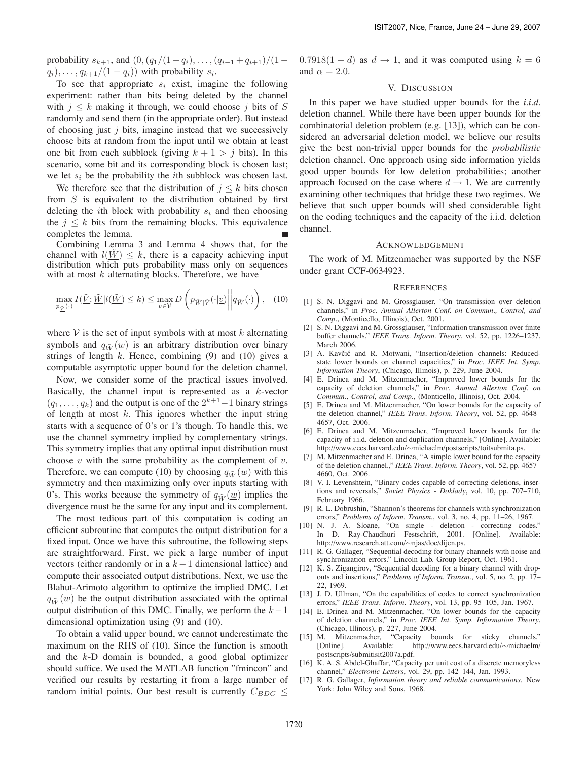probability $s_{k+1}$, and $(0, (q_1/(1-q_i), \ldots, (q_{i-1}+q_{i+1})/(1-q_i), \ldots, q_{k+1}/(1-q_i))$ with probability $s_i$.

To see that appropriate $s_i$ exist, imagine the following experiment: rather than bits being deleted by the channel with $j \le k$ making it through, we could choose $j$ bits of $S$ randomly and send them (in the appropriate order). But instead of choosing just $j$ bits, imagine instead that we successively choose bits at random from the input until we obtain at least one bit from each subblock (giving $k+1 > j$ bits). In this scenario, some bit and its corresponding block is chosen last; we let $s_i$ be the probability the $i$th subblock was chosen last.

We therefore see that the distribution of $j \le k$ bits chosen from $S$ is equivalent to the distribution obtained by first deleting the $i$th block with probability $s_i$ and then choosing the $j \le k$ bits from the remaining blocks. This equivalence completes the lemma. ∎

Combining Lemma 3 and Lemma 4 shows that, for the channel with $l(\underline{\tilde{W}}) \le k$, there is a capacity achieving input distribution which puts probability mass only on sequences with at most $k$ alternating blocks. Therefore, we have

$$\max_{p_{\underline{\tilde{V}}}(\cdot)} I(\underline{\tilde{V}}; \underline{\tilde{W}} | l(\underline{\tilde{W}}) \le k) \le \max_{\underline{v} \in \mathcal{V}} D\left( p_{\underline{\tilde{W}}|\underline{\tilde{V}}}(\cdot|\underline{v}) \middle\| q_{\underline{\tilde{W}}}(\cdot) \right), \quad (10)$$

where $\mathcal{V}$ is the set of input symbols with at most $k$ alternating symbols and $q_{\underline{\tilde{W}}}(\underline{w})$ is an arbitrary distribution over binary strings of length $k$. Hence, combining (9) and (10) gives a computable asymptotic upper bound for the deletion channel.

Now, we consider some of the practical issues involved. Basically, the channel input is represented as a $k$-vector $(q_1, \ldots, q_k)$ and the output is one of the $2^{k+1}-1$ binary strings of length at most $k$. This ignores whether the input string starts with a sequence of 0's or 1's though. To handle this, we use the channel symmetry implied by complementary strings. This symmetry implies that any optimal input distribution must choose $\underline{v}$ with the same probability as the complement of $\underline{v}$. Therefore, we can compute (10) by choosing $q_{\underline{\tilde{W}}}(\underline{w})$ with this symmetry and then maximizing only over inputs starting with 0's. This works because the symmetry of $q_{\underline{\tilde{W}}}(\underline{w})$ implies the divergence must be the same for any input and its complement.

The most tedious part of this computation is coding an efficient subroutine that computes the output distribution for a fixed input. Once we have this subroutine, the following steps are straightforward. First, we pick a large number of input vectors (either randomly or in a $k-1$ dimensional lattice) and compute their associated output distributions. Next, we use the Blahut-Arimoto algorithm to optimize the implied DMC. Let $q_{\underline{\tilde{W}}}(\underline{w})$ be the output distribution associated with the optimal output distribution of this DMC. Finally, we perform the $k-1$ dimensional optimization using (9) and (10).

To obtain a valid upper bound, we cannot underestimate the maximum on the RHS of (10). Since the function is smooth and the $k$-D domain is bounded, a good global optimizer should suffice. We used the MATLAB function "fmincon" and verified our results by restarting it from a large number of random initial points. Our best result is currently $C_{BDC} \le 0.7918(1-d)$ as $d \to 1$, and it was computed using $k = 6$ and $\alpha = 2.0$.

## V. Discussion

In this paper we have studied upper bounds for the *i.i.d.* deletion channel. While there have been upper bounds for the combinatorial deletion problem (e.g. [13]), which can be considered an adversarial deletion model, we believe our results give the best non-trivial upper bounds for the *probabilistic* deletion channel. One approach using side information yields good upper bounds for low deletion probabilities; another approach focused on the case where $d \to 1$. We are currently examining other techniques that bridge these two regimes. We believe that such upper bounds will shed considerable light on the coding techniques and the capacity of the i.i.d. deletion channel.

## Acknowledgement

The work of M. Mitzenmacher was supported by the NSF under grant CCF-0634923.

## References

[1] S. N. Diggavi and M. Grossglauser, "On transmission over deletion channels," in *Proc. Annual Allerton Conf. on Commun., Control, and Comp.*, (Monticello, Illinois), Oct. 2001.

[2] S. N. Diggavi and M. Grossglauser, "Information transmission over finite buffer channels," *IEEE Trans. Inform. Theory*, vol. 52, pp. 1226–1237, March 2006.

[3] A. Kavčić and R. Motwani, "Insertion/deletion channels: Reduced-state lower bounds on channel capacities," in *Proc. IEEE Int. Symp. Information Theory*, (Chicago, Illinois), p. 229, June 2004.

[4] E. Drinea and M. Mitzenmacher, "Improved lower bounds for the capacity of deletion channels," in *Proc. Annual Allerton Conf. on Commun., Control, and Comp.*, (Monticello, Illinois), Oct. 2004.

[5] E. Drinea and M. Mitzenmacher, "On lower bounds for the capacity of the deletion channel," *IEEE Trans. Inform. Theory*, vol. 52, pp. 4648–4657, Oct. 2006.

[6] E. Drinea and M. Mitzenmacher, "Improved lower bounds for the capacity of i.i.d. deletion and duplication channels," [Online]. Available: http://www.eecs.harvard.edu/∼michaelm/postscripts/toitsubmita.ps.

[7] M. Mitzenmacher and E. Drinea, "A simple lower bound for the capacity of the deletion channel.," *IEEE Trans. Inform. Theory*, vol. 52, pp. 4657–4660, Oct. 2006.

[8] V. I. Levenshtein, "Binary codes capable of correcting deletions, insertions and reversals," *Soviet Physics - Doklady*, vol. 10, pp. 707–710, February 1966.

[9] R. L. Dobrushin, "Shannon's theorems for channels with synchronization errors," *Problems of Inform. Transm.*, vol. 3, no. 4, pp. 11–26, 1967.

[10] N. J. A. Sloane, "On single - deletion - correcting codes." In D. Ray-Chaudhuri Festschrift, 2001. [Online]. Available: http://www.research.att.com/∼njas/doc/dijen.ps.

[11] R. G. Gallager, "Sequential decoding for binary channels with noise and synchronization errors." Lincoln Lab. Group Report, Oct. 1961.

[12] K. S. Zigangirov, "Sequential decoding for a binary channel with drop-outs and insertions," *Problems of Inform. Transm.*, vol. 5, no. 2, pp. 17–22, 1969.

[13] J. D. Ullman, "On the capabilities of codes to correct synchronization errors," *IEEE Trans. Inform. Theory*, vol. 13, pp. 95–105, Jan. 1967.

[14] E. Drinea and M. Mitzenmacher, "On lower bounds for the capacity of deletion channels," in *Proc. IEEE Int. Symp. Information Theory*, (Chicago, Illinois), p. 227, June 2004.

[15] M. Mitzenmacher, "Capacity bounds for sticky channels," [Online]. Available: http://www.eecs.harvard.edu/∼michaelm/postscripts/submitisit2007a.pdf.

[16] K. A. S. Abdel-Ghaffar, "Capacity per unit cost of a discrete memoryless channel," *Electronic Letters*, vol. 29, pp. 142–144, Jan. 1993.

[17] R. G. Gallager, *Information theory and reliable communications.* New York: John Wiley and Sons, 1968.